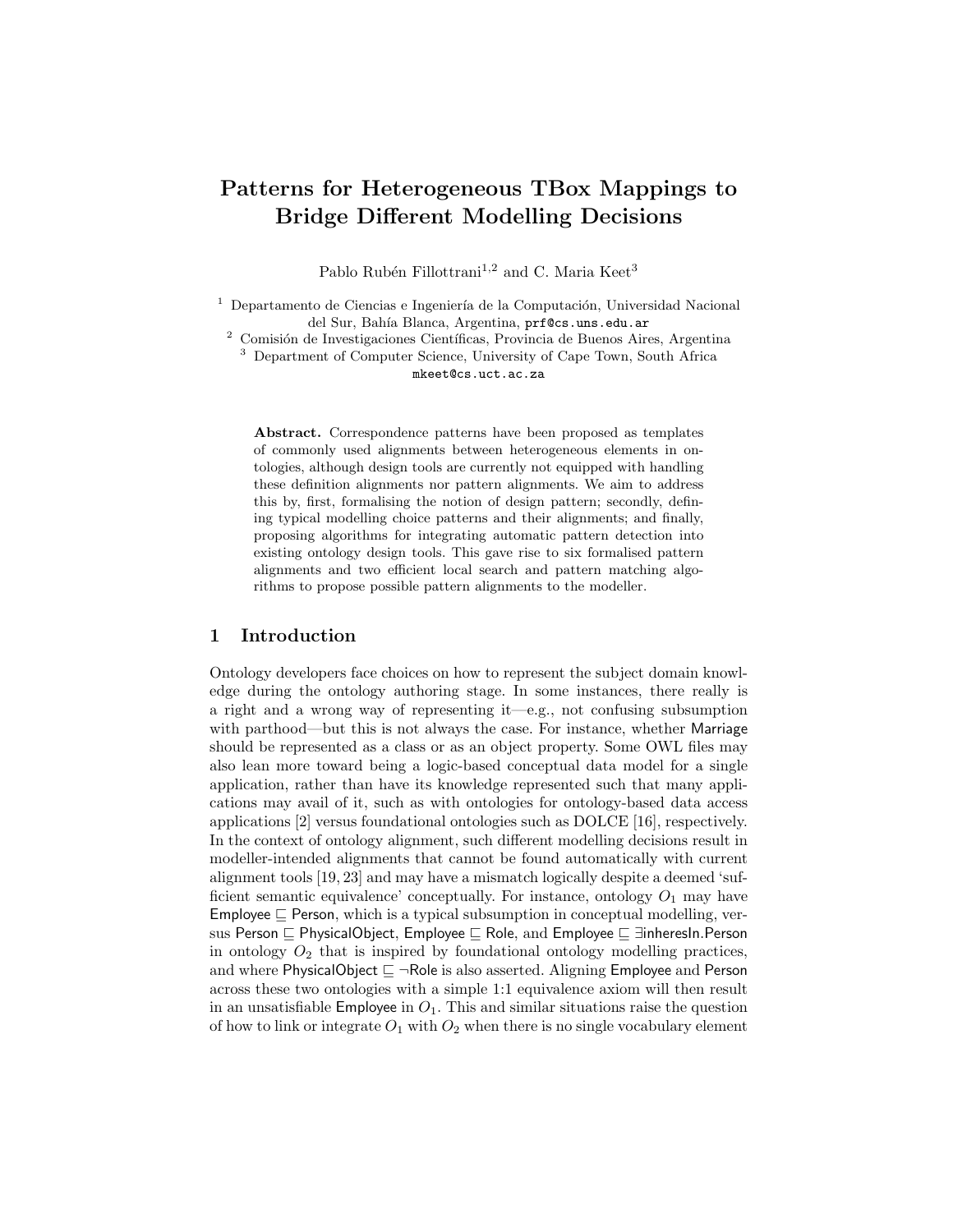# Patterns for Heterogeneous TBox Mappings to Bridge Different Modelling Decisions

Pablo Rubén Fillottrani[1,2] and C. Maria Keet[3]

[1] Departamento de Ciencias e Ingeniería de la Computación, Universidad Nacional del Sur, Bahía Blanca, Argentina, prf@cs.uns.edu.ar

[2] Comisión de Investigaciones Científicas, Provincia de Buenos Aires, Argentina

[3] Department of Computer Science, University of Cape Town, South Africa mkeet@cs.uct.ac.za

**Abstract.** Correspondence patterns have been proposed as templates of commonly used alignments between heterogeneous elements in ontologies, although design tools are currently not equipped with handling these definition alignments nor pattern alignments. We aim to address this by, first, formalising the notion of design pattern; secondly, defining typical modelling choice patterns and their alignments; and finally, proposing algorithms for integrating automatic pattern detection into existing ontology design tools. This gave rise to six formalised pattern alignments and two efficient local search and pattern matching algorithms to propose possible pattern alignments to the modeller.

## 1 Introduction

Ontology developers face choices on how to represent the subject domain knowledge during the ontology authoring stage. In some instances, there really is a right and a wrong way of representing it—e.g., not confusing subsumption with parthood—but this is not always the case. For instance, whether Marriage should be represented as a class or as an object property. Some OWL files may also lean more toward being a logic-based conceptual data model for a single application, rather than have its knowledge represented such that many applications may avail of it, such as with ontologies for ontology-based data access applications [2] versus foundational ontologies such as DOLCE [16], respectively. In the context of ontology alignment, such different modelling decisions result in modeller-intended alignments that cannot be found automatically with current alignment tools [19, 23] and may have a mismatch logically despite a deemed 'sufficient semantic equivalence' conceptually. For instance, ontology $O_1$ may have $\mathsf{Employee} \sqsubseteq \mathsf{Person}$, which is a typical subsumption in conceptual modelling, versus $\mathsf{Person} \sqsubseteq \mathsf{PhysicalObject}$, $\mathsf{Employee} \sqsubseteq \mathsf{Role}$, and $\mathsf{Employee} \sqsubseteq \exists \mathsf{inheresIn}.\mathsf{Person}$ in ontology $O_2$ that is inspired by foundational ontology modelling practices, and where $\mathsf{PhysicalObject} \sqsubseteq \neg \mathsf{Role}$ is also asserted. Aligning Employee and Person across these two ontologies with a simple 1:1 equivalence axiom will then result in an unsatisfiable Employee in $O_1$. This and similar situations raise the question of how to link or integrate $O_1$ with $O_2$ when there is no single vocabulary element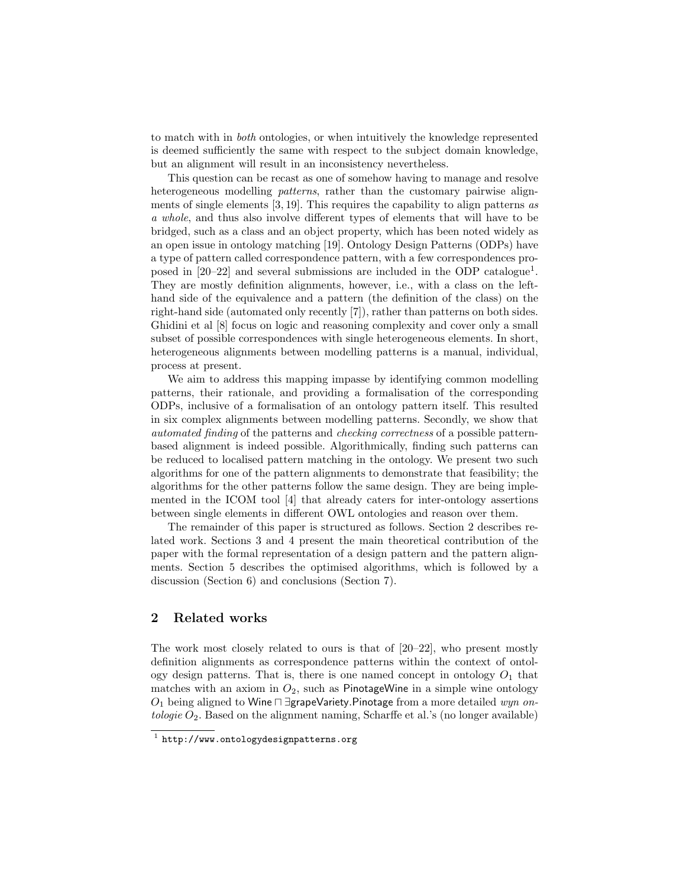to match with in *both* ontologies, or when intuitively the knowledge represented is deemed sufficiently the same with respect to the subject domain knowledge, but an alignment will result in an inconsistency nevertheless.

This question can be recast as one of somehow having to manage and resolve heterogeneous modelling *patterns*, rather than the customary pairwise alignments of single elements [3, 19]. This requires the capability to align patterns *as a whole*, and thus also involve different types of elements that will have to be bridged, such as a class and an object property, which has been noted widely as an open issue in ontology matching [19]. Ontology Design Patterns (ODPs) have a type of pattern called correspondence pattern, with a few correspondences proposed in [20–22] and several submissions are included in the ODP catalogue[1]. They are mostly definition alignments, however, i.e., with a class on the left-hand side of the equivalence and a pattern (the definition of the class) on the right-hand side (automated only recently [7]), rather than patterns on both sides. Ghidini et al [8] focus on logic and reasoning complexity and cover only a small subset of possible correspondences with single heterogeneous elements. In short, heterogeneous alignments between modelling patterns is a manual, individual, process at present.

We aim to address this mapping impasse by identifying common modelling patterns, their rationale, and providing a formalisation of the corresponding ODPs, inclusive of a formalisation of an ontology pattern itself. This resulted in six complex alignments between modelling patterns. Secondly, we show that *automated finding* of the patterns and *checking correctness* of a possible pattern-based alignment is indeed possible. Algorithmically, finding such patterns can be reduced to localised pattern matching in the ontology. We present two such algorithms for one of the pattern alignments to demonstrate that feasibility; the algorithms for the other patterns follow the same design. They are being implemented in the ICOM tool [4] that already caters for inter-ontology assertions between single elements in different OWL ontologies and reason over them.

The remainder of this paper is structured as follows. Section 2 describes related work. Sections 3 and 4 present the main theoretical contribution of the paper with the formal representation of a design pattern and the pattern alignments. Section 5 describes the optimised algorithms, which is followed by a discussion (Section 6) and conclusions (Section 7).

## 2 Related works

The work most closely related to ours is that of [20–22], who present mostly definition alignments as correspondence patterns within the context of ontology design patterns. That is, there is one named concept in ontology $O_1$ that matches with an axiom in $O_2$, such as PinotageWine in a simple wine ontology $O_1$ being aligned to $\mathsf{Wine} \sqcap \exists \mathsf{grapeVariety}.\mathsf{Pinotage}$ from a more detailed *wyn ontologie* $O_2$. Based on the alignment naming, Scharffe et al.'s (no longer available)

[1] http://www.ontologydesignpatterns.org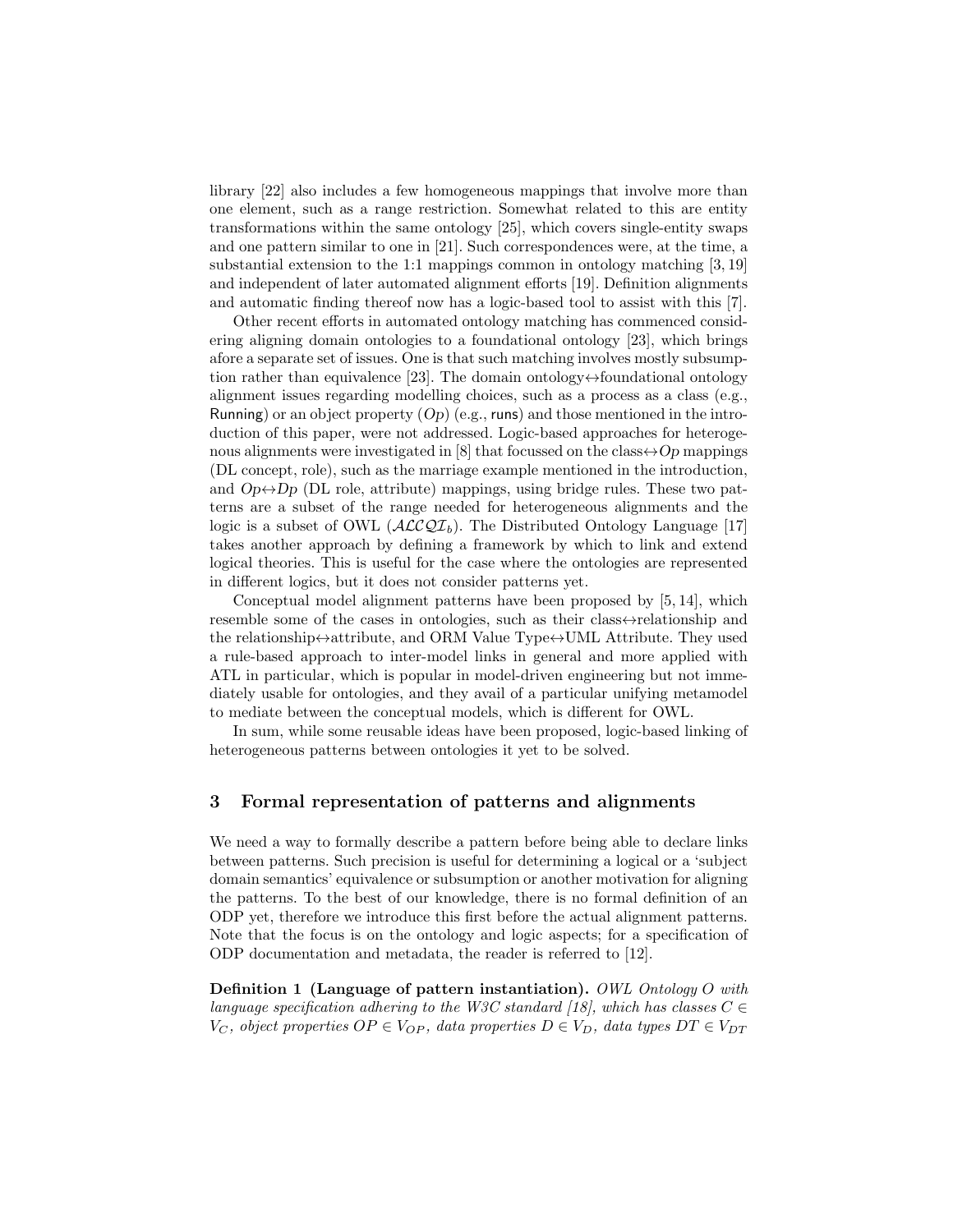library [22] also includes a few homogeneous mappings that involve more than one element, such as a range restriction. Somewhat related to this are entity transformations within the same ontology [25], which covers single-entity swaps and one pattern similar to one in [21]. Such correspondences were, at the time, a substantial extension to the 1:1 mappings common in ontology matching [3, 19] and independent of later automated alignment efforts [19]. Definition alignments and automatic finding thereof now has a logic-based tool to assist with this [7].

Other recent efforts in automated ontology matching has commenced considering aligning domain ontologies to a foundational ontology [23], which brings afore a separate set of issues. One is that such matching involves mostly subsumption rather than equivalence [23]. The domain ontology↔foundational ontology alignment issues regarding modelling choices, such as a process as a class (e.g., Running) or an object property ($Op$) (e.g., runs) and those mentioned in the introduction of this paper, were not addressed. Logic-based approaches for heterogenous alignments were investigated in [8] that focussed on the class↔$Op$ mappings (DL concept, role), such as the marriage example mentioned in the introduction, and $Op$↔$Dp$ (DL role, attribute) mappings, using bridge rules. These two patterns are a subset of the range needed for heterogeneous alignments and the logic is a subset of OWL ($\mathcal{ALCQI}_b$). The Distributed Ontology Language [17] takes another approach by defining a framework by which to link and extend logical theories. This is useful for the case where the ontologies are represented in different logics, but it does not consider patterns yet.

Conceptual model alignment patterns have been proposed by [5, 14], which resemble some of the cases in ontologies, such as their class↔relationship and the relationship↔attribute, and ORM Value Type↔UML Attribute. They used a rule-based approach to inter-model links in general and more applied with ATL in particular, which is popular in model-driven engineering but not immediately usable for ontologies, and they avail of a particular unifying metamodel to mediate between the conceptual models, which is different for OWL.

In sum, while some reusable ideas have been proposed, logic-based linking of heterogeneous patterns between ontologies it yet to be solved.

## 3 Formal representation of patterns and alignments

We need a way to formally describe a pattern before being able to declare links between patterns. Such precision is useful for determining a logical or a 'subject domain semantics' equivalence or subsumption or another motivation for aligning the patterns. To the best of our knowledge, there is no formal definition of an ODP yet, therefore we introduce this first before the actual alignment patterns. Note that the focus is on the ontology and logic aspects; for a specification of ODP documentation and metadata, the reader is referred to [12].

**Definition 1 (Language of pattern instantiation).** *OWL Ontology $O$ with language specification adhering to the W3C standard [18], which has classes $C \in V_C$, object properties $OP \in V_{OP}$, data properties $D \in V_D$, data types $DT \in V_{DT}$*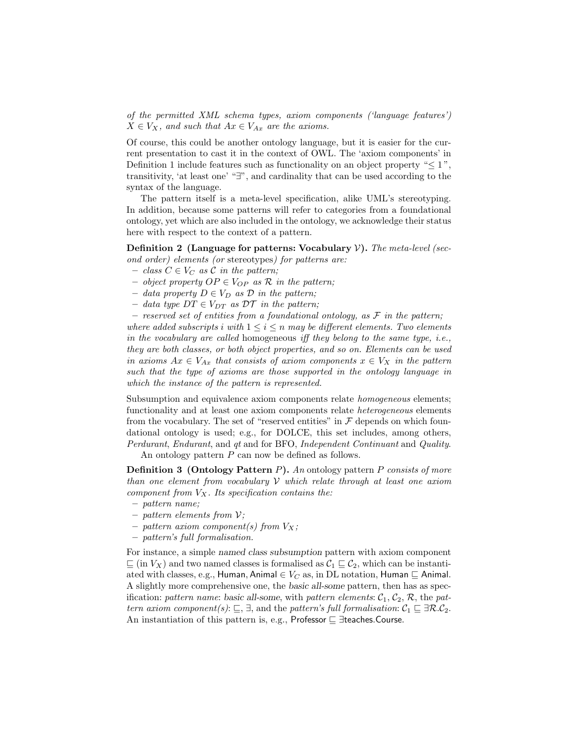*of the permitted XML schema types, axiom components ('language features') $X \in V_X$, and such that $Ax \in V_{Ax}$ are the axioms.*

Of course, this could be another ontology language, but it is easier for the current presentation to cast it in the context of OWL. The 'axiom components' in Definition 1 include features such as functionality on an object property "$\leq 1$", transitivity, 'at least one' "$\exists$", and cardinality that can be used according to the syntax of the language.

The pattern itself is a meta-level specification, alike UML's stereotyping. In addition, because some patterns will refer to categories from a foundational ontology, yet which are also included in the ontology, we acknowledge their status here with respect to the context of a pattern.

**Definition 2 (Language for patterns: Vocabulary $\mathcal{V}$).** *The meta-level (second order) elements (or* stereotypes*) for patterns are:*

- *class $C \in V_C$ as $\mathcal{C}$ in the pattern;*
- *object property $OP \in V_{OP}$ as $\mathcal{R}$ in the pattern;*
- *data property $D \in V_D$ as $\mathcal{D}$ in the pattern;*
- *data type $DT \in V_{DT}$ as $\mathcal{DT}$ in the pattern;*
- *reserved set of entities from a foundational ontology, as $\mathcal{F}$ in the pattern;*

*where added subscripts $i$ with $1 \leq i \leq n$ may be different elements. Two elements in the vocabulary are called* homogeneous *iff they belong to the same type, i.e., they are both classes, or both object properties, and so on. Elements can be used in axioms $Ax \in V_{Ax}$ that consists of axiom components $x \in V_X$ in the pattern such that the type of axioms are those supported in the ontology language in which the instance of the pattern is represented.*

Subsumption and equivalence axiom components relate *homogeneous* elements; functionality and at least one axiom components relate *heterogeneous* elements from the vocabulary. The set of "reserved entities" in $\mathcal{F}$ depends on which foundational ontology is used; e.g., for DOLCE, this set includes, among others, *Perdurant*, *Endurant*, and *qt* and for BFO, *Independent Continuant* and *Quality*.

An ontology pattern $P$ can now be defined as follows.

**Definition 3 (Ontology Pattern $P$).** *An* ontology pattern *$P$ consists of more than one element from vocabulary $\mathcal{V}$ which relate through at least one axiom component from $V_X$. Its specification contains the:*

- *pattern name;*
- *pattern elements from $\mathcal{V}$;*
- *pattern axiom component(s) from $V_X$;*
- *pattern's full formalisation.*

For instance, a simple named class subsumption pattern with axiom component $\sqsubseteq$ (in $V_X$) and two named classes is formalised as $\mathcal{C}_1 \sqsubseteq \mathcal{C}_2$, which can be instantiated with classes, e.g., $\mathsf{Human}, \mathsf{Animal} \in V_C$ as, in DL notation, $\mathsf{Human} \sqsubseteq \mathsf{Animal}$. A slightly more comprehensive one, the basic all-some pattern, then has as specification: *pattern name*: basic all-some, with *pattern elements*: $\mathcal{C}_1$, $\mathcal{C}_2$, $\mathcal{R}$, the *pattern axiom component(s)*: $\sqsubseteq$, $\exists$, and the *pattern's full formalisation*: $\mathcal{C}_1 \sqsubseteq \exists \mathcal{R}.\mathcal{C}_2$. An instantiation of this pattern is, e.g., $\mathsf{Professor} \sqsubseteq \exists \mathsf{teaches}.\mathsf{Course}$.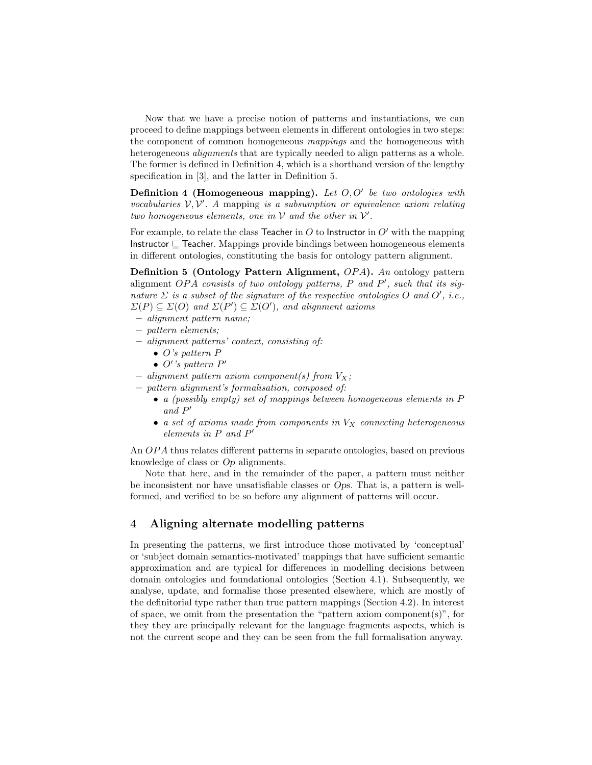Now that we have a precise notion of patterns and instantiations, we can proceed to define mappings between elements in different ontologies in two steps: the component of common homogeneous *mappings* and the homogeneous with heterogeneous *alignments* that are typically needed to align patterns as a whole. The former is defined in Definition 4, which is a shorthand version of the lengthy specification in [3], and the latter in Definition 5.

**Definition 4 (Homogeneous mapping).** *Let $O, O'$ be two ontologies with vocabularies $\mathcal{V}, \mathcal{V}'$. A* mapping *is a subsumption or equivalence axiom relating two homogeneous elements, one in $\mathcal{V}$ and the other in $\mathcal{V}'$.*

For example, to relate the class Teacher in $O$ to Instructor in $O'$ with the mapping $\mathsf{Instructor} \sqsubseteq \mathsf{Teacher}$. Mappings provide bindings between homogeneous elements in different ontologies, constituting the basis for ontology pattern alignment.

**Definition 5 (Ontology Pattern Alignment, $OPA$).** *An* ontology pattern alignment *$OPA$ consists of two ontology patterns, $P$ and $P'$, such that its signature $\Sigma$ is a subset of the signature of the respective ontologies $O$ and $O'$, i.e., $\Sigma(P) \subseteq \Sigma(O)$ and $\Sigma(P') \subseteq \Sigma(O')$, and alignment axioms*

- *alignment pattern name;*
- *pattern elements;*
- *alignment patterns' context, consisting of:*
  - *$O$'s pattern $P$*
  - *$O'$'s pattern $P'$*
- *alignment pattern axiom component(s) from $V_X$;*
- *pattern alignment's formalisation, composed of:*
  - *a (possibly empty) set of mappings between homogeneous elements in $P$ and $P'$*
  - *a set of axioms made from components in $V_X$ connecting heterogeneous elements in $P$ and $P'$*

An $OPA$ thus relates different patterns in separate ontologies, based on previous knowledge of class or *Op* alignments.

Note that here, and in the remainder of the paper, a pattern must neither be inconsistent nor have unsatisfiable classes or *Op*s. That is, a pattern is well-formed, and verified to be so before any alignment of patterns will occur.

## 4 Aligning alternate modelling patterns

In presenting the patterns, we first introduce those motivated by 'conceptual' or 'subject domain semantics-motivated' mappings that have sufficient semantic approximation and are typical for differences in modelling decisions between domain ontologies and foundational ontologies (Section 4.1). Subsequently, we analyse, update, and formalise those presented elsewhere, which are mostly of the definitorial type rather than true pattern mappings (Section 4.2). In interest of space, we omit from the presentation the "pattern axiom component(s)", for they they are principally relevant for the language fragments aspects, which is not the current scope and they can be seen from the full formalisation anyway.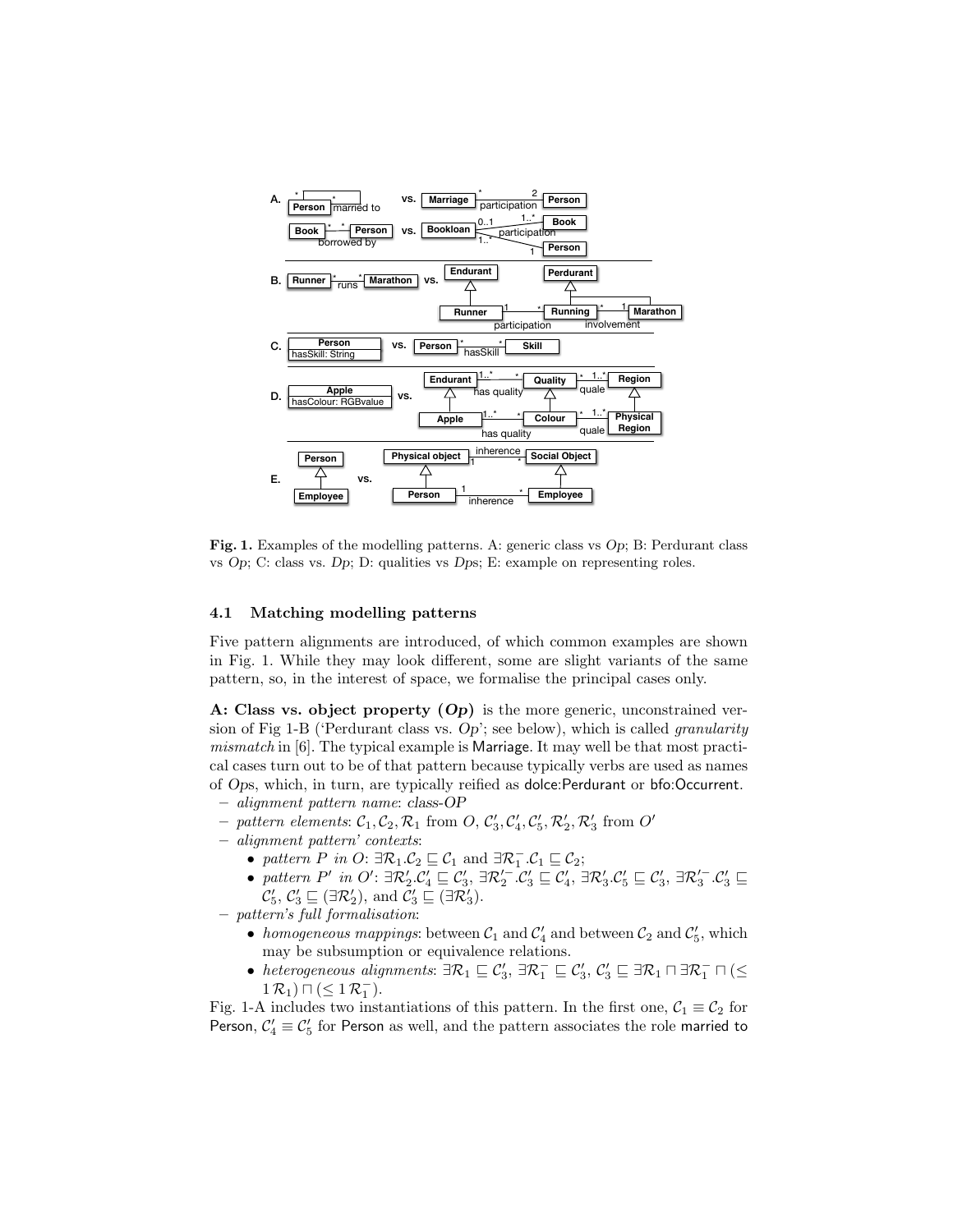**Fig. 1.** Examples of the modelling patterns. A: generic class vs *Op*; B: Perdurant class vs *Op*; C: class vs. *Dp*; D: qualities vs *Dp*s; E: example on representing roles.

### 4.1 Matching modelling patterns

Five pattern alignments are introduced, of which common examples are shown in Fig. 1. While they may look different, some are slight variants of the same pattern, so, in the interest of space, we formalise the principal cases only.

**A: Class vs. object property (*Op*)** is the more generic, unconstrained version of Fig 1-B ('Perdurant class vs. *Op*'; see below), which is called *granularity mismatch* in [6]. The typical example is Marriage. It may well be that most practical cases turn out to be of that pattern because typically verbs are used as names of *Op*s, which, in turn, are typically reified as dolce:Perdurant or bfo:Occurrent.

- *alignment pattern name*: *class-OP*
- *pattern elements*: $\mathcal{C}_1, \mathcal{C}_2, \mathcal{R}_1$ from $O$, $\mathcal{C}'_3, \mathcal{C}'_4, \mathcal{C}'_5, \mathcal{R}'_2, \mathcal{R}'_3$ from $O'$
- *alignment pattern' contexts*:
  - *pattern $P$ in $O$*: $\exists \mathcal{R}_1.\mathcal{C}_2 \sqsubseteq \mathcal{C}_1$ and $\exists \mathcal{R}_1^{-}.\mathcal{C}_1 \sqsubseteq \mathcal{C}_2$;
  - *pattern $P'$ in $O'$*: $\exists \mathcal{R}'_2.\mathcal{C}'_4 \sqsubseteq \mathcal{C}'_3$, $\exists \mathcal{R}'^{-}_2.\mathcal{C}'_3 \sqsubseteq \mathcal{C}'_4$, $\exists \mathcal{R}'_3.\mathcal{C}'_5 \sqsubseteq \mathcal{C}'_3$, $\exists \mathcal{R}'^{-}_3.\mathcal{C}'_3 \sqsubseteq \mathcal{C}'_5$, $\mathcal{C}'_3 \sqsubseteq (\exists \mathcal{R}'_2)$, and $\mathcal{C}'_3 \sqsubseteq (\exists \mathcal{R}'_3)$.
- *pattern's full formalisation*:
  - *homogeneous mappings*: between $\mathcal{C}_1$ and $\mathcal{C}'_4$ and between $\mathcal{C}_2$ and $\mathcal{C}'_5$, which may be subsumption or equivalence relations.
  - *heterogeneous alignments*: $\exists \mathcal{R}_1 \sqsubseteq \mathcal{C}'_3$, $\exists \mathcal{R}_1^{-} \sqsubseteq \mathcal{C}'_3$, $\mathcal{C}'_3 \sqsubseteq \exists \mathcal{R}_1 \sqcap \exists \mathcal{R}_1^{-} \sqcap (\leq 1\, \mathcal{R}_1) \sqcap (\leq 1\, \mathcal{R}_1^{-})$.

Fig. 1-A includes two instantiations of this pattern. In the first one, $\mathcal{C}_1 \equiv \mathcal{C}_2$ for Person, $\mathcal{C}'_4 \equiv \mathcal{C}'_5$ for Person as well, and the pattern associates the role married to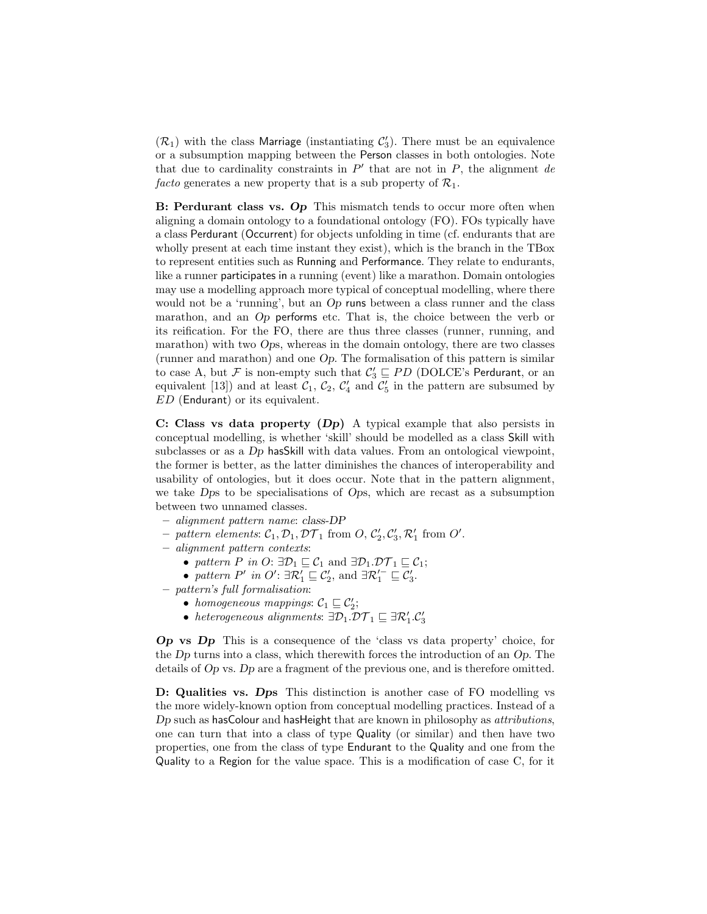($\mathcal{R}_1$) with the class Marriage (instantiating $\mathcal{C}'_3$). There must be an equivalence or a subsumption mapping between the Person classes in both ontologies. Note that due to cardinality constraints in $P'$ that are not in $P$, the alignment *de facto* generates a new property that is a sub property of $\mathcal{R}_1$.

**B: Perdurant class vs. *Op*** This mismatch tends to occur more often when aligning a domain ontology to a foundational ontology (FO). FOs typically have a class Perdurant (Occurrent) for objects unfolding in time (cf. endurants that are wholly present at each time instant they exist), which is the branch in the TBox to represent entities such as Running and Performance. They relate to endurants, like a runner participates in a running (event) like a marathon. Domain ontologies may use a modelling approach more typical of conceptual modelling, where there would not be a 'running', but an *Op* runs between a class runner and the class marathon, and an *Op* performs etc. That is, the choice between the verb or its reification. For the FO, there are thus three classes (runner, running, and marathon) with two *Op*s, whereas in the domain ontology, there are two classes (runner and marathon) and one *Op*. The formalisation of this pattern is similar to case A, but $\mathcal{F}$ is non-empty such that $\mathcal{C}'_3 \sqsubseteq PD$ (DOLCE's Perdurant, or an equivalent [13]) and at least $\mathcal{C}_1$, $\mathcal{C}_2$, $\mathcal{C}'_4$ and $\mathcal{C}'_5$ in the pattern are subsumed by $ED$ (Endurant) or its equivalent.

**C: Class vs data property (*Dp*)** A typical example that also persists in conceptual modelling, is whether 'skill' should be modelled as a class Skill with subclasses or as a *Dp* hasSkill with data values. From an ontological viewpoint, the former is better, as the latter diminishes the chances of interoperability and usability of ontologies, but it does occur. Note that in the pattern alignment, we take *Dp*s to be specialisations of *Op*s, which are recast as a subsumption between two unnamed classes.

- *alignment pattern name*: class-DP
- *pattern elements*: $\mathcal{C}_1, \mathcal{D}_1, \mathcal{DT}_1$ from $O$, $\mathcal{C}'_2, \mathcal{C}'_3, \mathcal{R}'_1$ from $O'$.
- *alignment pattern contexts*:
  - *pattern $P$ in $O$*: $\exists\mathcal{D}_1 \sqsubseteq \mathcal{C}_1$ and $\exists\mathcal{D}_1.\mathcal{DT}_1 \sqsubseteq \mathcal{C}_1$;
  - *pattern $P'$ in $O'$*: $\exists\mathcal{R}'_1 \sqsubseteq \mathcal{C}'_2$, and $\exists\mathcal{R}'^{-}_1 \sqsubseteq \mathcal{C}'_3$.
- *pattern's full formalisation*:
  - *homogeneous mappings*: $\mathcal{C}_1 \sqsubseteq \mathcal{C}'_2$;
  - *heterogeneous alignments*: $\exists\mathcal{D}_1.\mathcal{DT}_1 \sqsubseteq \exists\mathcal{R}'_1.\mathcal{C}'_3$

***Op* vs *Dp*** This is a consequence of the 'class vs data property' choice, for the *Dp* turns into a class, which therewith forces the introduction of an *Op*. The details of *Op* vs. *Dp* are a fragment of the previous one, and is therefore omitted.

**D: Qualities vs. *Dp*s** This distinction is another case of FO modelling vs the more widely-known option from conceptual modelling practices. Instead of a *Dp* such as hasColour and hasHeight that are known in philosophy as *attributions*, one can turn that into a class of type Quality (or similar) and then have two properties, one from the class of type Endurant to the Quality and one from the Quality to a Region for the value space. This is a modification of case C, for it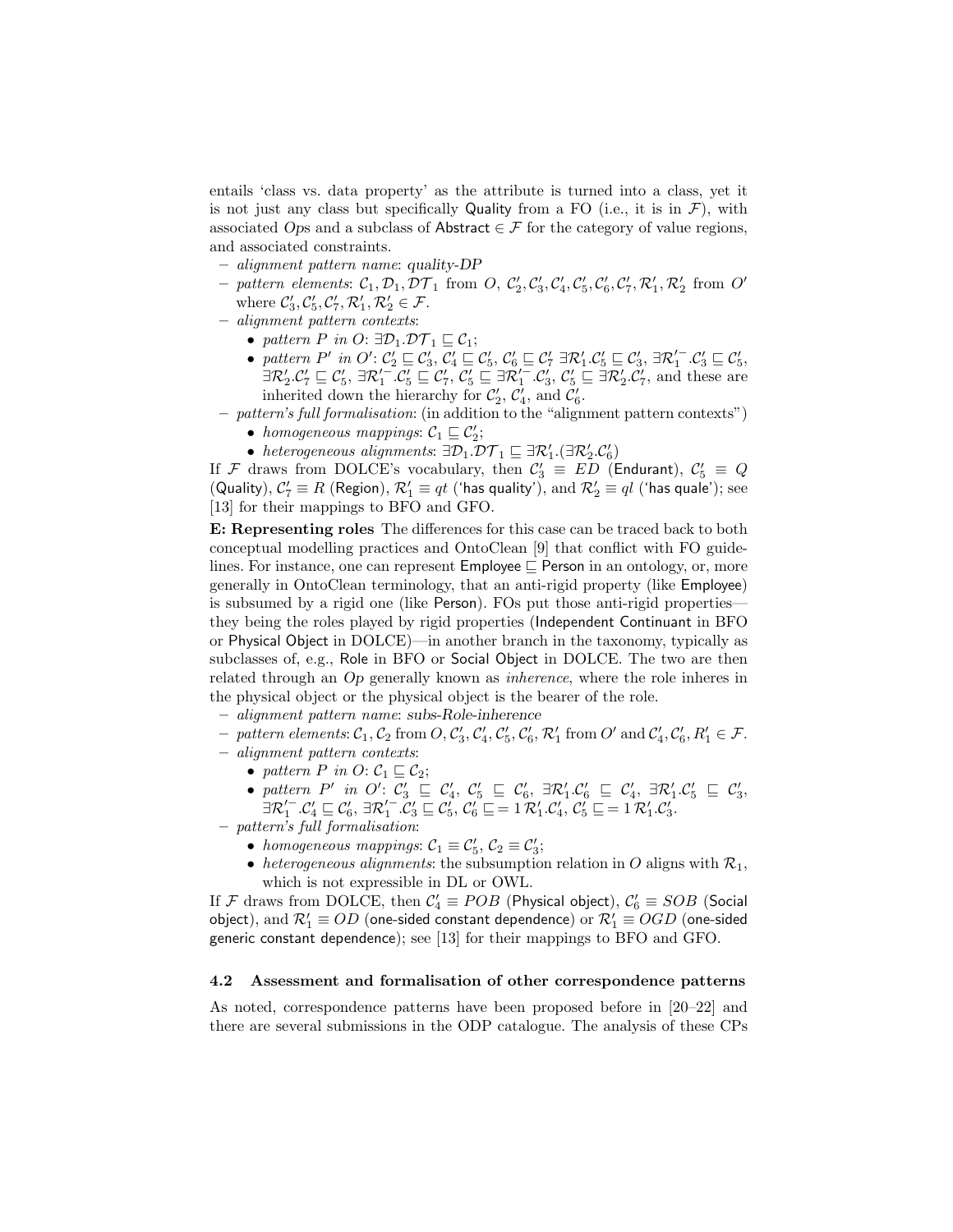entails 'class vs. data property' as the attribute is turned into a class, yet it is not just any class but specifically Quality from a FO (i.e., it is in $\mathcal{F}$), with associated *Op*s and a subclass of Abstract $\in \mathcal{F}$ for the category of value regions, and associated constraints.

- *alignment pattern name*: *quality-DP*
- *pattern elements*: $\mathcal{C}_1, \mathcal{D}_1, \mathcal{DT}_1$ from $O$, $\mathcal{C}'_2, \mathcal{C}'_3, \mathcal{C}'_4, \mathcal{C}'_5, \mathcal{C}'_6, \mathcal{C}'_7, \mathcal{R}'_1, \mathcal{R}'_2$ from $O'$ where $\mathcal{C}'_3, \mathcal{C}'_5, \mathcal{C}'_7, \mathcal{R}'_1, \mathcal{R}'_2 \in \mathcal{F}$.
- *alignment pattern contexts*:
  - *pattern P in O*: $\exists \mathcal{D}_1.\mathcal{DT}_1 \sqsubseteq \mathcal{C}_1$;
  - *pattern P′ in O′*: $\mathcal{C}'_2 \sqsubseteq \mathcal{C}'_3$, $\mathcal{C}'_4 \sqsubseteq \mathcal{C}'_5$, $\mathcal{C}'_6 \sqsubseteq \mathcal{C}'_7$ $\exists \mathcal{R}'_1.\mathcal{C}'_5 \sqsubseteq \mathcal{C}'_3$, $\exists \mathcal{R}'^{-}_1.\mathcal{C}'_3 \sqsubseteq \mathcal{C}'_5$, $\exists \mathcal{R}'_2.\mathcal{C}'_7 \sqsubseteq \mathcal{C}'_5$, $\exists \mathcal{R}'^{-}_1.\mathcal{C}'_5 \sqsubseteq \mathcal{C}'_7$, $\mathcal{C}'_5 \sqsubseteq \exists \mathcal{R}'^{-}_1.\mathcal{C}'_3$, $\mathcal{C}'_5 \sqsubseteq \exists \mathcal{R}'_2.\mathcal{C}'_7$, and these are inherited down the hierarchy for $\mathcal{C}'_2$, $\mathcal{C}'_4$, and $\mathcal{C}'_6$.
- *pattern's full formalisation*: (in addition to the "alignment pattern contexts")
  - *homogeneous mappings*: $\mathcal{C}_1 \sqsubseteq \mathcal{C}'_2$;
  - *heterogeneous alignments*: $\exists \mathcal{D}_1.\mathcal{DT}_1 \sqsubseteq \exists \mathcal{R}'_1.(\exists \mathcal{R}'_2.\mathcal{C}'_6)$

If $\mathcal{F}$ draws from DOLCE's vocabulary, then $\mathcal{C}'_3 \equiv ED$ (Endurant), $\mathcal{C}'_5 \equiv Q$ (Quality), $\mathcal{C}'_7 \equiv R$ (Region), $\mathcal{R}'_1 \equiv qt$ ('has quality'), and $\mathcal{R}'_2 \equiv ql$ ('has quale'); see [13] for their mappings to BFO and GFO.

**E: Representing roles** The differences for this case can be traced back to both conceptual modelling practices and OntoClean [9] that conflict with FO guidelines. For instance, one can represent Employee $\sqsubseteq$ Person in an ontology, or, more generally in OntoClean terminology, that an anti-rigid property (like Employee) is subsumed by a rigid one (like Person). FOs put those anti-rigid properties—they being the roles played by rigid properties (Independent Continuant in BFO or Physical Object in DOLCE)—in another branch in the taxonomy, typically as subclasses of, e.g., Role in BFO or Social Object in DOLCE. The two are then related through an *Op* generally known as *inherence*, where the role inheres in the physical object or the physical object is the bearer of the role.

- *alignment pattern name*: *subs-Role-inherence*
- *pattern elements*: $\mathcal{C}_1, \mathcal{C}_2$ from $O$, $\mathcal{C}'_3, \mathcal{C}'_4, \mathcal{C}'_5, \mathcal{C}'_6, \mathcal{R}'_1$ from $O'$ and $\mathcal{C}'_4, \mathcal{C}'_6, R'_1 \in \mathcal{F}$.
- *alignment pattern contexts*:
  - *pattern P in O*: $\mathcal{C}_1 \sqsubseteq \mathcal{C}_2$;
  - *pattern P′ in O′*: $\mathcal{C}'_3 \sqsubseteq \mathcal{C}'_4$, $\mathcal{C}'_5 \sqsubseteq \mathcal{C}'_6$, $\exists \mathcal{R}'_1.\mathcal{C}'_6 \sqsubseteq \mathcal{C}'_4$, $\exists \mathcal{R}'_1.\mathcal{C}'_5 \sqsubseteq \mathcal{C}'_3$, $\exists \mathcal{R}'^{-}_1.\mathcal{C}'_4 \sqsubseteq \mathcal{C}'_6$, $\exists \mathcal{R}'^{-}_1.\mathcal{C}'_3 \sqsubseteq \mathcal{C}'_5$, $\mathcal{C}'_6 \sqsubseteq = 1\, \mathcal{R}'_1.\mathcal{C}'_4$, $\mathcal{C}'_5 \sqsubseteq = 1\, \mathcal{R}'_1.\mathcal{C}'_3$.
- *pattern's full formalisation*:
  - *homogeneous mappings*: $\mathcal{C}_1 \equiv \mathcal{C}'_5$, $\mathcal{C}_2 \equiv \mathcal{C}'_3$;
  - *heterogeneous alignments*: the subsumption relation in $O$ aligns with $\mathcal{R}_1$, which is not expressible in DL or OWL.

If $\mathcal{F}$ draws from DOLCE, then $\mathcal{C}'_4 \equiv POB$ (Physical object), $\mathcal{C}'_6 \equiv SOB$ (Social object), and $\mathcal{R}'_1 \equiv OD$ (one-sided constant dependence) or $\mathcal{R}'_1 \equiv OGD$ (one-sided generic constant dependence); see [13] for their mappings to BFO and GFO.

### 4.2 Assessment and formalisation of other correspondence patterns

As noted, correspondence patterns have been proposed before in [20–22] and there are several submissions in the ODP catalogue. The analysis of these CPs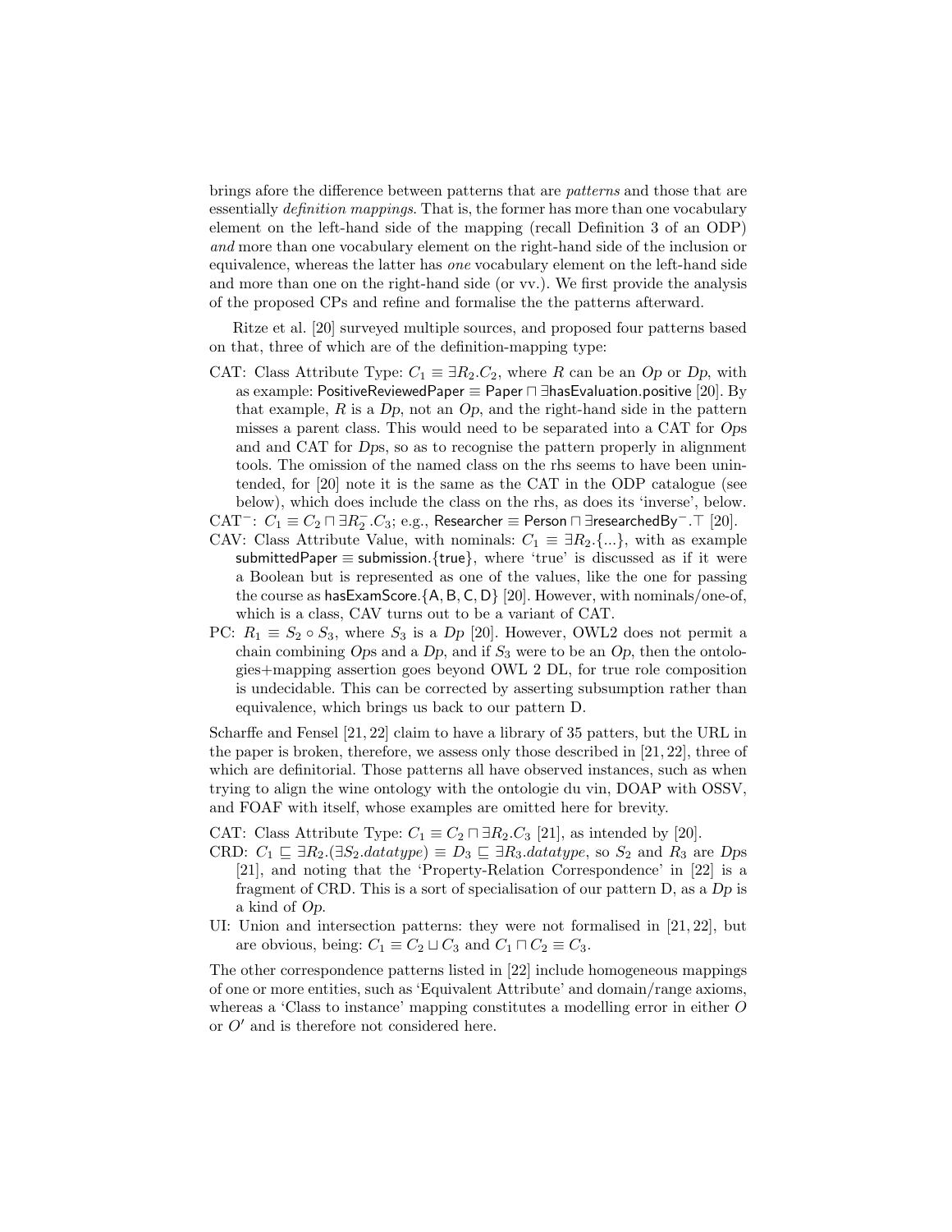brings afore the difference between patterns that are *patterns* and those that are essentially *definition mappings*. That is, the former has more than one vocabulary element on the left-hand side of the mapping (recall Definition 3 of an ODP) *and* more than one vocabulary element on the right-hand side of the inclusion or equivalence, whereas the latter has *one* vocabulary element on the left-hand side and more than one on the right-hand side (or vv.). We first provide the analysis of the proposed CPs and refine and formalise the the patterns afterward.

Ritze et al. [20] surveyed multiple sources, and proposed four patterns based on that, three of which are of the definition-mapping type:

- CAT: Class Attribute Type: $C_1 \equiv \exists R_2.C_2$, where $R$ can be an *Op* or *Dp*, with as example: $\mathsf{PositiveReviewedPaper} \equiv \mathsf{Paper} \sqcap \exists \mathsf{hasEvaluation.positive}$ [20]. By that example, $R$ is a *Dp*, not an *Op*, and the right-hand side in the pattern misses a parent class. This would need to be separated into a CAT for *Op*s and and CAT for *Dp*s, so as to recognise the pattern properly in alignment tools. The omission of the named class on the rhs seems to have been unintended, for [20] note it is the same as the CAT in the ODP catalogue (see below), which does include the class on the rhs, as does its 'inverse', below.
- CAT$^-$: $C_1 \equiv C_2 \sqcap \exists R_2^-.C_3$; e.g., $\mathsf{Researcher} \equiv \mathsf{Person} \sqcap \exists \mathsf{researchedBy}^-.\top$ [20].
- CAV: Class Attribute Value, with nominals: $C_1 \equiv \exists R_2.\{...\}$, with as example $\mathsf{submittedPaper} \equiv \mathsf{submission}.\{\mathsf{true}\}$, where 'true' is discussed as if it were a Boolean but is represented as one of the values, like the one for passing the course as $\mathsf{hasExamScore}.\{\mathsf{A}, \mathsf{B}, \mathsf{C}, \mathsf{D}\}$ [20]. However, with nominals/one-of, which is a class, CAV turns out to be a variant of CAT.
- PC: $R_1 \equiv S_2 \circ S_3$, where $S_3$ is a *Dp* [20]. However, OWL2 does not permit a chain combining *Op*s and a *Dp*, and if $S_3$ were to be an *Op*, then the ontologies+mapping assertion goes beyond OWL 2 DL, for true role composition is undecidable. This can be corrected by asserting subsumption rather than equivalence, which brings us back to our pattern D.

Scharffe and Fensel [21, 22] claim to have a library of 35 patters, but the URL in the paper is broken, therefore, we assess only those described in [21, 22], three of which are definitorial. Those patterns all have observed instances, such as when trying to align the wine ontology with the ontologie du vin, DOAP with OSSV, and FOAF with itself, whose examples are omitted here for brevity.

- CAT: Class Attribute Type: $C_1 \equiv C_2 \sqcap \exists R_2.C_3$ [21], as intended by [20].
- CRD: $C_1 \sqsubseteq \exists R_2.(\exists S_2.datatype) \equiv D_3 \sqsubseteq \exists R_3.datatype$, so $S_2$ and $R_3$ are *Dp*s [21], and noting that the 'Property-Relation Correspondence' in [22] is a fragment of CRD. This is a sort of specialisation of our pattern D, as a *Dp* is a kind of *Op*.
- UI: Union and intersection patterns: they were not formalised in [21, 22], but are obvious, being: $C_1 \equiv C_2 \sqcup C_3$ and $C_1 \sqcap C_2 \equiv C_3$.

The other correspondence patterns listed in [22] include homogeneous mappings of one or more entities, such as 'Equivalent Attribute' and domain/range axioms, whereas a 'Class to instance' mapping constitutes a modelling error in either $O$ or $O'$ and is therefore not considered here.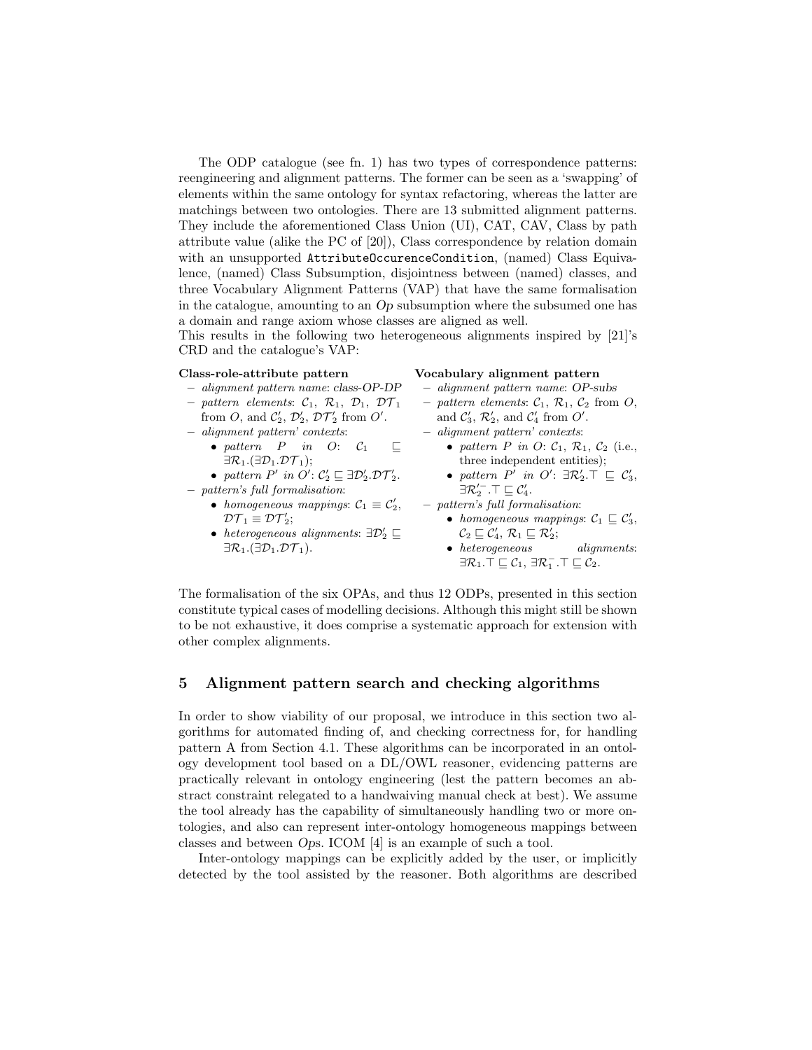The ODP catalogue (see fn. 1) has two types of correspondence patterns: reengineering and alignment patterns. The former can be seen as a 'swapping' of elements within the same ontology for syntax refactoring, whereas the latter are matchings between two ontologies. There are 13 submitted alignment patterns. They include the aforementioned Class Union (UI), CAT, CAV, Class by path attribute value (alike the PC of [20]), Class correspondence by relation domain with an unsupported `AttributeOccurenceCondition`, (named) Class Equivalence, (named) Class Subsumption, disjointness between (named) classes, and three Vocabulary Alignment Patterns (VAP) that have the same formalisation in the catalogue, amounting to an *Op* subsumption where the subsumed one has a domain and range axiom whose classes are aligned as well.
This results in the following two heterogeneous alignments inspired by [21]'s CRD and the catalogue's VAP:

**Class-role-attribute pattern**

- *alignment pattern name*: *class-OP-DP*
- *pattern elements*: $\mathcal{C}_1$, $\mathcal{R}_1$, $\mathcal{D}_1$, $\mathcal{DT}_1$ from $O$, and $\mathcal{C}'_2$, $\mathcal{D}'_2$, $\mathcal{DT}'_2$ from $O'$.
- *alignment pattern' contexts*:
  - *pattern* $P$ *in* $O$: $\mathcal{C}_1 \sqsubseteq \exists\mathcal{R}_1.(\exists\mathcal{D}_1.\mathcal{DT}_1)$;
  - *pattern* $P'$ *in* $O'$: $\mathcal{C}'_2 \sqsubseteq \exists\mathcal{D}'_2.\mathcal{DT}'_2$.
- *pattern's full formalisation*:
  - *homogeneous mappings*: $\mathcal{C}_1 \equiv \mathcal{C}'_2$, $\mathcal{DT}_1 \equiv \mathcal{DT}'_2$;
  - *heterogeneous alignments*: $\exists\mathcal{D}'_2 \sqsubseteq \exists\mathcal{R}_1.(\exists\mathcal{D}_1.\mathcal{DT}_1)$.

**Vocabulary alignment pattern**

- *alignment pattern name*: *OP-subs*
- *pattern elements*: $\mathcal{C}_1$, $\mathcal{R}_1$, $\mathcal{C}_2$ from $O$, and $\mathcal{C}'_3$, $\mathcal{R}'_2$, and $\mathcal{C}'_4$ from $O'$.
- *alignment pattern' contexts*:
  - *pattern* $P$ *in* $O$: $\mathcal{C}_1$, $\mathcal{R}_1$, $\mathcal{C}_2$ (i.e., three independent entities);
  - *pattern* $P'$ *in* $O'$: $\exists\mathcal{R}'_2.\top \sqsubseteq \mathcal{C}'_3$, $\exists\mathcal{R}'^{-}_2.\top \sqsubseteq \mathcal{C}'_4$.
- *pattern's full formalisation*:
  - *homogeneous mappings*: $\mathcal{C}_1 \sqsubseteq \mathcal{C}'_3$, $\mathcal{C}_2 \sqsubseteq \mathcal{C}'_4$, $\mathcal{R}_1 \sqsubseteq \mathcal{R}'_2$;
  - *heterogeneous alignments*: $\exists\mathcal{R}_1.\top \sqsubseteq \mathcal{C}_1$, $\exists\mathcal{R}^{-}_1.\top \sqsubseteq \mathcal{C}_2$.

The formalisation of the six OPAs, and thus 12 ODPs, presented in this section constitute typical cases of modelling decisions. Although this might still be shown to be not exhaustive, it does comprise a systematic approach for extension with other complex alignments.

## 5 Alignment pattern search and checking algorithms

In order to show viability of our proposal, we introduce in this section two algorithms for automated finding of, and checking correctness for, for handling pattern A from Section 4.1. These algorithms can be incorporated in an ontology development tool based on a DL/OWL reasoner, evidencing patterns are practically relevant in ontology engineering (lest the pattern becomes an abstract constraint relegated to a handwaiving manual check at best). We assume the tool already has the capability of simultaneously handling two or more ontologies, and also can represent inter-ontology homogeneous mappings between classes and between *Op*s. ICOM [4] is an example of such a tool.

Inter-ontology mappings can be explicitly added by the user, or implicitly detected by the tool assisted by the reasoner. Both algorithms are described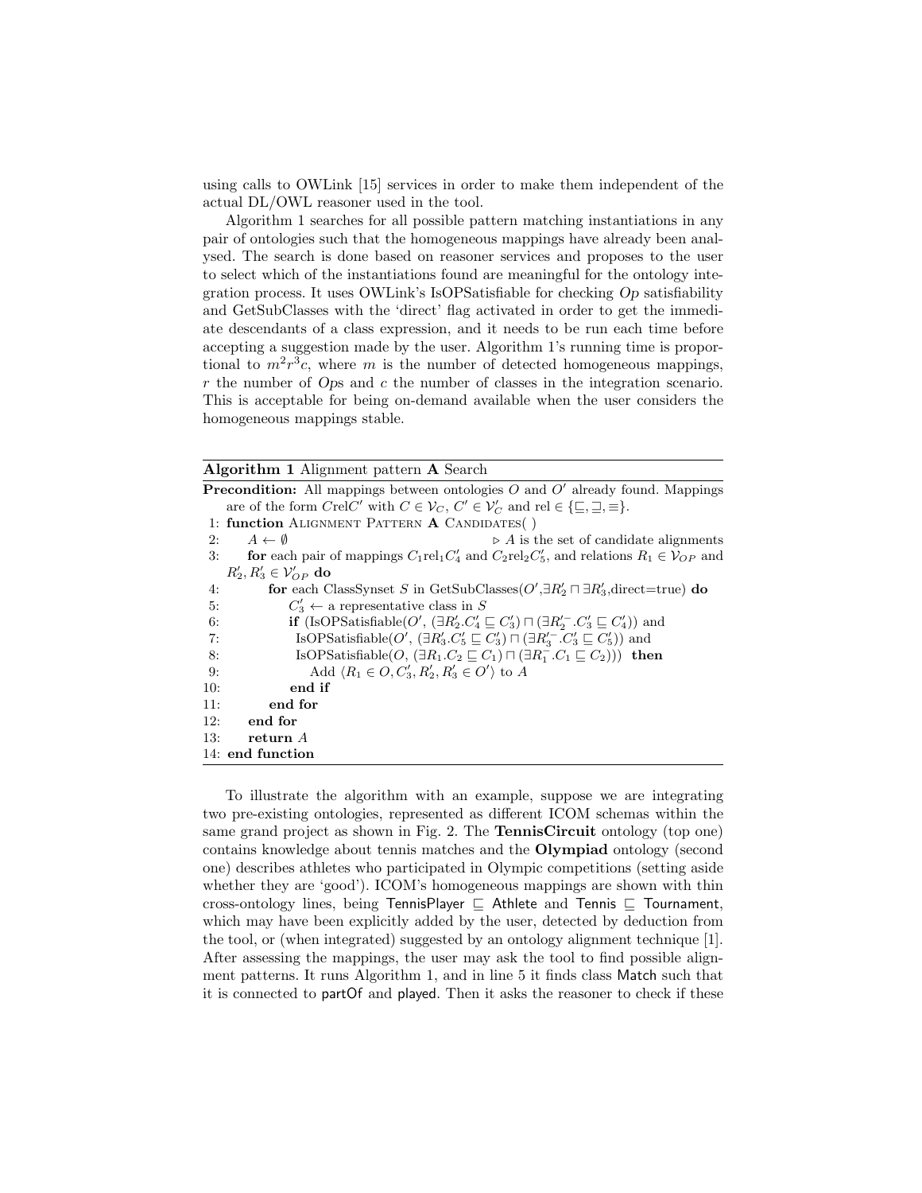using calls to OWLink [15] services in order to make them independent of the actual DL/OWL reasoner used in the tool.

Algorithm 1 searches for all possible pattern matching instantiations in any pair of ontologies such that the homogeneous mappings have already been analysed. The search is done based on reasoner services and proposes to the user to select which of the instantiations found are meaningful for the ontology integration process. It uses OWLink's IsOPSatisfiable for checking *Op* satisfiability and GetSubClasses with the 'direct' flag activated in order to get the immediate descendants of a class expression, and it needs to be run each time before accepting a suggestion made by the user. Algorithm 1's running time is proportional to $m^2r^3c$, where $m$ is the number of detected homogeneous mappings, $r$ the number of *Op*s and $c$ the number of classes in the integration scenario. This is acceptable for being on-demand available when the user considers the homogeneous mappings stable.

**Algorithm 1** Alignment pattern **A** Search

**Precondition:** All mappings between ontologies $O$ and $O'$ already found. Mappings are of the form $C\text{rel}C'$ with $C \in \mathcal{V}_C$, $C' \in \mathcal{V}'_C$ and rel $\in \{\sqsubseteq, \sqsupseteq, \equiv\}$.

```
1: function ALIGNMENT PATTERN A CANDIDATES( )
2:     A ← ∅                                          ▷ A is the set of candidate alignments
3:     for each pair of mappings C1 rel1 C'4 and C2 rel2 C'5, and relations R1 ∈ V_OP and
       R'2, R'3 ∈ V'_OP do
4:         for each ClassSynset S in GetSubClasses(O', ∃R'2 ⊓ ∃R'3, direct=true) do
5:             C'3 ← a representative class in S
6:             if (IsOPSatisfiable(O', (∃R'2.C'4 ⊑ C'3) ⊓ (∃R'2⁻.C'3 ⊑ C'4)) and
7:                 IsOPSatisfiable(O', (∃R'3.C'5 ⊑ C'3) ⊓ (∃R'3⁻.C'3 ⊑ C'5)) and
8:                 IsOPSatisfiable(O, (∃R1.C2 ⊑ C1) ⊓ (∃R1⁻.C1 ⊑ C2))) then
9:                 Add ⟨R1 ∈ O, C'3, R'2, R'3 ∈ O'⟩ to A
10:            end if
11:        end for
12:    end for
13:    return A
14: end function
```

To illustrate the algorithm with an example, suppose we are integrating two pre-existing ontologies, represented as different ICOM schemas within the same grand project as shown in Fig. 2. The **TennisCircuit** ontology (top one) contains knowledge about tennis matches and the **Olympiad** ontology (second one) describes athletes who participated in Olympic competitions (setting aside whether they are 'good'). ICOM's homogeneous mappings are shown with thin cross-ontology lines, being TennisPlayer $\sqsubseteq$ Athlete and Tennis $\sqsubseteq$ Tournament, which may have been explicitly added by the user, detected by deduction from the tool, or (when integrated) suggested by an ontology alignment technique [1]. After assessing the mappings, the user may ask the tool to find possible alignment patterns. It runs Algorithm 1, and in line 5 it finds class Match such that it is connected to partOf and played. Then it asks the reasoner to check if these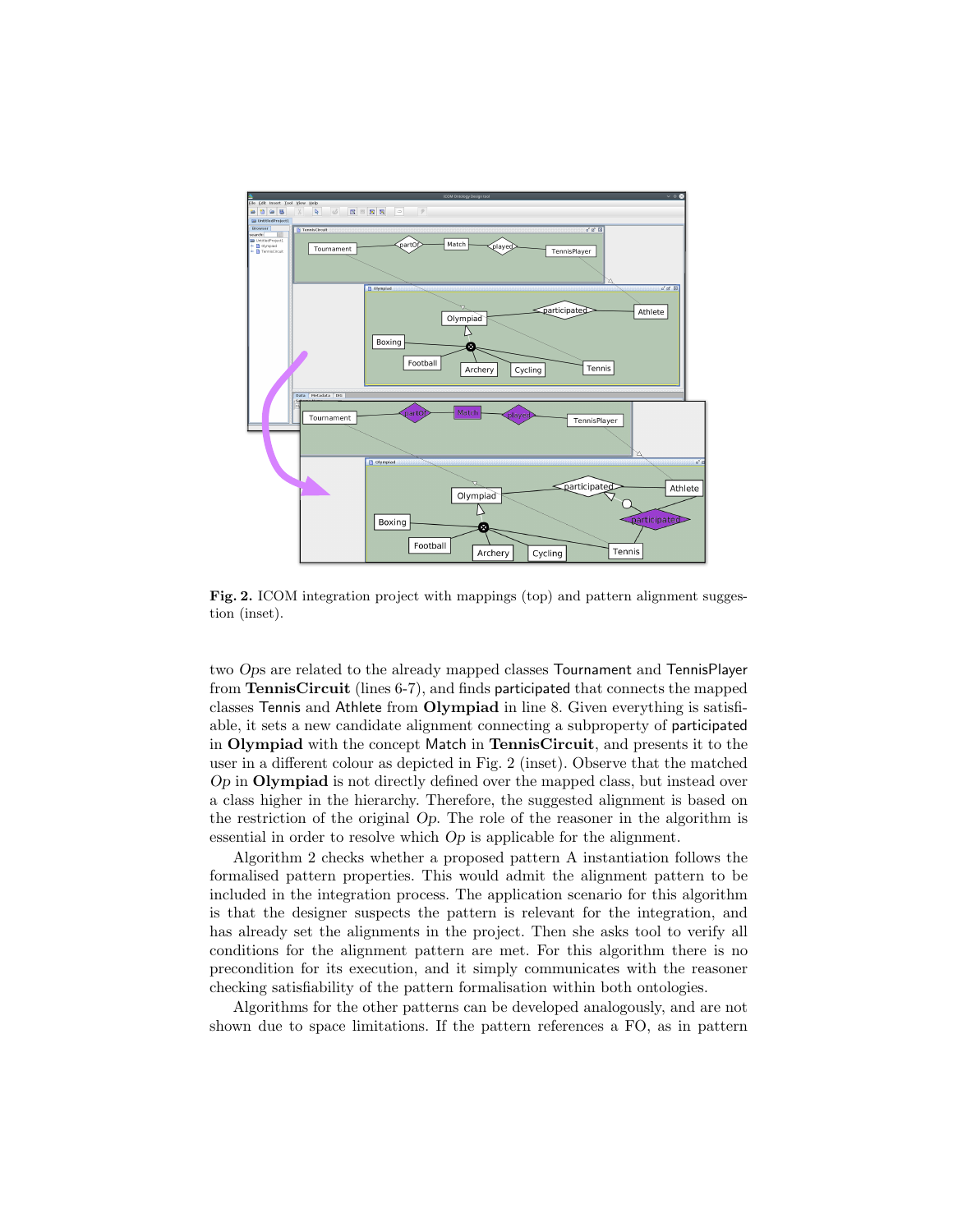**Fig. 2.** ICOM integration project with mappings (top) and pattern alignment suggestion (inset).

two *Op*s are related to the already mapped classes Tournament and TennisPlayer from **TennisCircuit** (lines 6-7), and finds participated that connects the mapped classes Tennis and Athlete from **Olympiad** in line 8. Given everything is satisfiable, it sets a new candidate alignment connecting a subproperty of participated in **Olympiad** with the concept Match in **TennisCircuit**, and presents it to the user in a different colour as depicted in Fig. 2 (inset). Observe that the matched *Op* in **Olympiad** is not directly defined over the mapped class, but instead over a class higher in the hierarchy. Therefore, the suggested alignment is based on the restriction of the original *Op*. The role of the reasoner in the algorithm is essential in order to resolve which *Op* is applicable for the alignment.

Algorithm 2 checks whether a proposed pattern A instantiation follows the formalised pattern properties. This would admit the alignment pattern to be included in the integration process. The application scenario for this algorithm is that the designer suspects the pattern is relevant for the integration, and has already set the alignments in the project. Then she asks tool to verify all conditions for the alignment pattern are met. For this algorithm there is no precondition for its execution, and it simply communicates with the reasoner checking satisfiability of the pattern formalisation within both ontologies.

Algorithms for the other patterns can be developed analogously, and are not shown due to space limitations. If the pattern references a FO, as in pattern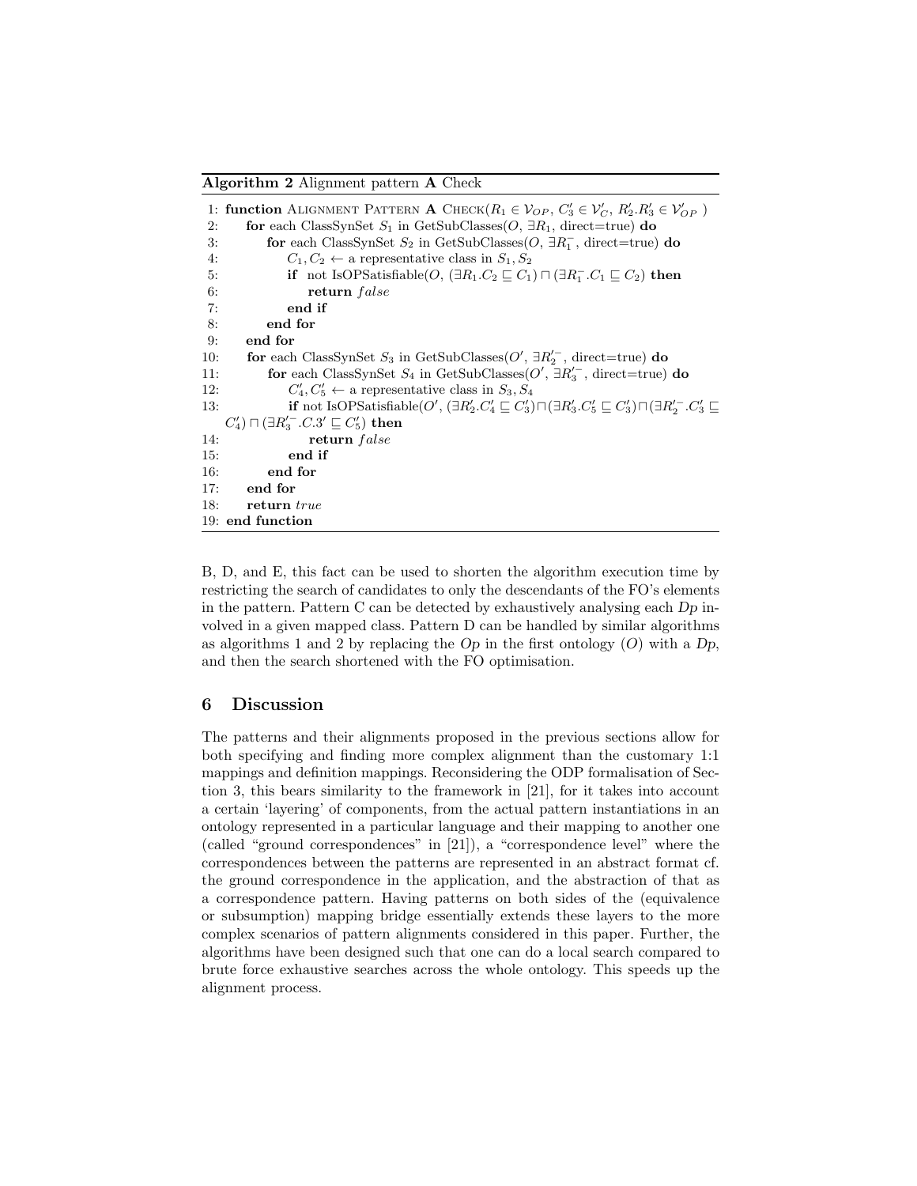**Algorithm 2** Alignment pattern **A** Check

```
1: function Alignment Pattern A Check(R_1 ∈ V_OP, C'_3 ∈ V'_C, R'_2.R'_3 ∈ V'_OP )
2:     for each ClassSynSet S_1 in GetSubClasses(O, ∃R_1, direct=true) do
3:         for each ClassSynSet S_2 in GetSubClasses(O, ∃R_1^-, direct=true) do
4:             C_1, C_2 ← a representative class in S_1, S_2
5:             if not IsOPSatisfiable(O, (∃R_1.C_2 ⊑ C_1) ⊓ (∃R_1^-.C_1 ⊑ C_2) then
6:                 return false
7:             end if
8:         end for
9:     end for
10:    for each ClassSynSet S_3 in GetSubClasses(O', ∃R'_2^-, direct=true) do
11:        for each ClassSynSet S_4 in GetSubClasses(O', ∃R'_3^-, direct=true) do
12:            C'_4, C'_5 ← a representative class in S_3, S_4
13:            if not IsOPSatisfiable(O', (∃R'_2.C'_4 ⊑ C'_3) ⊓ (∃R'_3.C'_5 ⊑ C'_3) ⊓ (∃R'_2^-.C'_3 ⊑
               C'_4) ⊓ (∃R'_3^-.C.3' ⊑ C'_5) then
14:                return false
15:            end if
16:        end for
17:    end for
18:    return true
19: end function
```

B, D, and E, this fact can be used to shorten the algorithm execution time by restricting the search of candidates to only the descendants of the FO's elements in the pattern. Pattern C can be detected by exhaustively analysing each *Dp* involved in a given mapped class. Pattern D can be handled by similar algorithms as algorithms 1 and 2 by replacing the *Op* in the first ontology ($O$) with a *Dp*, and then the search shortened with the FO optimisation.

## 6 Discussion

The patterns and their alignments proposed in the previous sections allow for both specifying and finding more complex alignment than the customary 1:1 mappings and definition mappings. Reconsidering the ODP formalisation of Section 3, this bears similarity to the framework in [21], for it takes into account a certain 'layering' of components, from the actual pattern instantiations in an ontology represented in a particular language and their mapping to another one (called "ground correspondences" in [21]), a "correspondence level" where the correspondences between the patterns are represented in an abstract format cf. the ground correspondence in the application, and the abstraction of that as a correspondence pattern. Having patterns on both sides of the (equivalence or subsumption) mapping bridge essentially extends these layers to the more complex scenarios of pattern alignments considered in this paper. Further, the algorithms have been designed such that one can do a local search compared to brute force exhaustive searches across the whole ontology. This speeds up the alignment process.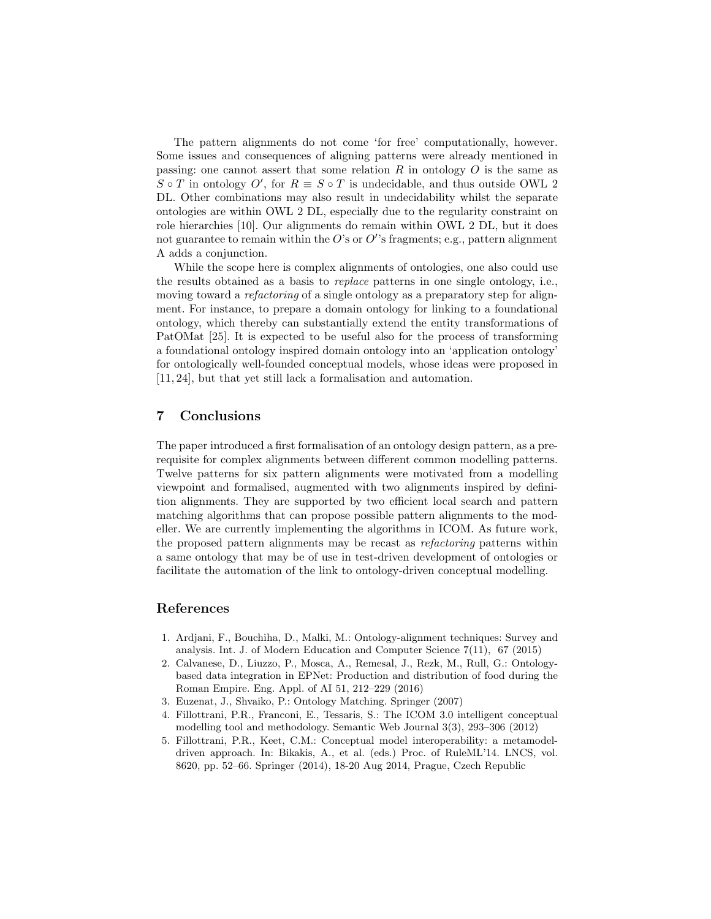The pattern alignments do not come 'for free' computationally, however. Some issues and consequences of aligning patterns were already mentioned in passing: one cannot assert that some relation $R$ in ontology $O$ is the same as $S \circ T$ in ontology $O'$, for $R \equiv S \circ T$ is undecidable, and thus outside OWL 2 DL. Other combinations may also result in undecidability whilst the separate ontologies are within OWL 2 DL, especially due to the regularity constraint on role hierarchies [10]. Our alignments do remain within OWL 2 DL, but it does not guarantee to remain within the $O$'s or $O'$'s fragments; e.g., pattern alignment A adds a conjunction.

While the scope here is complex alignments of ontologies, one also could use the results obtained as a basis to *replace* patterns in one single ontology, i.e., moving toward a *refactoring* of a single ontology as a preparatory step for alignment. For instance, to prepare a domain ontology for linking to a foundational ontology, which thereby can substantially extend the entity transformations of PatOMat [25]. It is expected to be useful also for the process of transforming a foundational ontology inspired domain ontology into an 'application ontology' for ontologically well-founded conceptual models, whose ideas were proposed in [11, 24], but that yet still lack a formalisation and automation.

## 7 Conclusions

The paper introduced a first formalisation of an ontology design pattern, as a prerequisite for complex alignments between different common modelling patterns. Twelve patterns for six pattern alignments were motivated from a modelling viewpoint and formalised, augmented with two alignments inspired by definition alignments. They are supported by two efficient local search and pattern matching algorithms that can propose possible pattern alignments to the modeller. We are currently implementing the algorithms in ICOM. As future work, the proposed pattern alignments may be recast as *refactoring* patterns within a same ontology that may be of use in test-driven development of ontologies or facilitate the automation of the link to ontology-driven conceptual modelling.

## References

1. Ardjani, F., Bouchiha, D., Malki, M.: Ontology-alignment techniques: Survey and analysis. Int. J. of Modern Education and Computer Science 7(11), 67 (2015)
2. Calvanese, D., Liuzzo, P., Mosca, A., Remesal, J., Rezk, M., Rull, G.: Ontology-based data integration in EPNet: Production and distribution of food during the Roman Empire. Eng. Appl. of AI 51, 212–229 (2016)
3. Euzenat, J., Shvaiko, P.: Ontology Matching. Springer (2007)
4. Fillottrani, P.R., Franconi, E., Tessaris, S.: The ICOM 3.0 intelligent conceptual modelling tool and methodology. Semantic Web Journal 3(3), 293–306 (2012)
5. Fillottrani, P.R., Keet, C.M.: Conceptual model interoperability: a metamodel-driven approach. In: Bikakis, A., et al. (eds.) Proc. of RuleML'14. LNCS, vol. 8620, pp. 52–66. Springer (2014), 18-20 Aug 2014, Prague, Czech Republic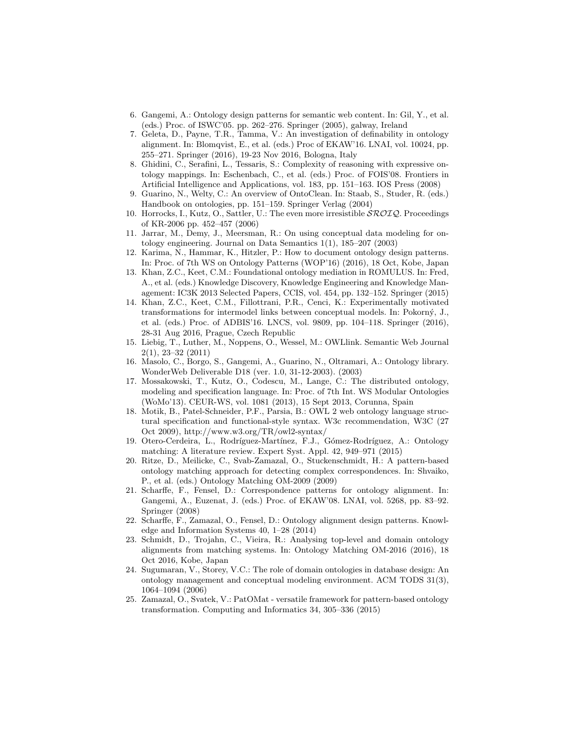6. Gangemi, A.: Ontology design patterns for semantic web content. In: Gil, Y., et al. (eds.) Proc. of ISWC'05. pp. 262–276. Springer (2005), galway, Ireland
7. Geleta, D., Payne, T.R., Tamma, V.: An investigation of definability in ontology alignment. In: Blomqvist, E., et al. (eds.) Proc of EKAW'16. LNAI, vol. 10024, pp. 255–271. Springer (2016), 19-23 Nov 2016, Bologna, Italy
8. Ghidini, C., Serafini, L., Tessaris, S.: Complexity of reasoning with expressive ontology mappings. In: Eschenbach, C., et al. (eds.) Proc. of FOIS'08. Frontiers in Artificial Intelligence and Applications, vol. 183, pp. 151–163. IOS Press (2008)
9. Guarino, N., Welty, C.: An overview of OntoClean. In: Staab, S., Studer, R. (eds.) Handbook on ontologies, pp. 151–159. Springer Verlag (2004)
10. Horrocks, I., Kutz, O., Sattler, U.: The even more irresistible $\mathcal{SROIQ}$. Proceedings of KR-2006 pp. 452–457 (2006)
11. Jarrar, M., Demy, J., Meersman, R.: On using conceptual data modeling for ontology engineering. Journal on Data Semantics 1(1), 185–207 (2003)
12. Karima, N., Hammar, K., Hitzler, P.: How to document ontology design patterns. In: Proc. of 7th WS on Ontology Patterns (WOP'16) (2016), 18 Oct, Kobe, Japan
13. Khan, Z.C., Keet, C.M.: Foundational ontology mediation in ROMULUS. In: Fred, A., et al. (eds.) Knowledge Discovery, Knowledge Engineering and Knowledge Management: IC3K 2013 Selected Papers, CCIS, vol. 454, pp. 132–152. Springer (2015)
14. Khan, Z.C., Keet, C.M., Fillottrani, P.R., Cenci, K.: Experimentally motivated transformations for intermodel links between conceptual models. In: Pokorný, J., et al. (eds.) Proc. of ADBIS'16. LNCS, vol. 9809, pp. 104–118. Springer (2016), 28-31 Aug 2016, Prague, Czech Republic
15. Liebig, T., Luther, M., Noppens, O., Wessel, M.: OWLlink. Semantic Web Journal 2(1), 23–32 (2011)
16. Masolo, C., Borgo, S., Gangemi, A., Guarino, N., Oltramari, A.: Ontology library. WonderWeb Deliverable D18 (ver. 1.0, 31-12-2003). (2003)
17. Mossakowski, T., Kutz, O., Codescu, M., Lange, C.: The distributed ontology, modeling and specification language. In: Proc. of 7th Int. WS Modular Ontologies (WoMo'13). CEUR-WS, vol. 1081 (2013), 15 Sept 2013, Corunna, Spain
18. Motik, B., Patel-Schneider, P.F., Parsia, B.: OWL 2 web ontology language structural specification and functional-style syntax. W3c recommendation, W3C (27 Oct 2009), http://www.w3.org/TR/owl2-syntax/
19. Otero-Cerdeira, L., Rodríguez-Martínez, F.J., Gómez-Rodríguez, A.: Ontology matching: A literature review. Expert Syst. Appl. 42, 949–971 (2015)
20. Ritze, D., Meilicke, C., Svab-Zamazal, O., Stuckenschmidt, H.: A pattern-based ontology matching approach for detecting complex correspondences. In: Shvaiko, P., et al. (eds.) Ontology Matching OM-2009 (2009)
21. Scharffe, F., Fensel, D.: Correspondence patterns for ontology alignment. In: Gangemi, A., Euzenat, J. (eds.) Proc. of EKAW'08. LNAI, vol. 5268, pp. 83–92. Springer (2008)
22. Scharffe, F., Zamazal, O., Fensel, D.: Ontology alignment design patterns. Knowledge and Information Systems 40, 1–28 (2014)
23. Schmidt, D., Trojahn, C., Vieira, R.: Analysing top-level and domain ontology alignments from matching systems. In: Ontology Matching OM-2016 (2016), 18 Oct 2016, Kobe, Japan
24. Sugumaran, V., Storey, V.C.: The role of domain ontologies in database design: An ontology management and conceptual modeling environment. ACM TODS 31(3), 1064–1094 (2006)
25. Zamazal, O., Svatek, V.: PatOMat - versatile framework for pattern-based ontology transformation. Computing and Informatics 34, 305–336 (2015)